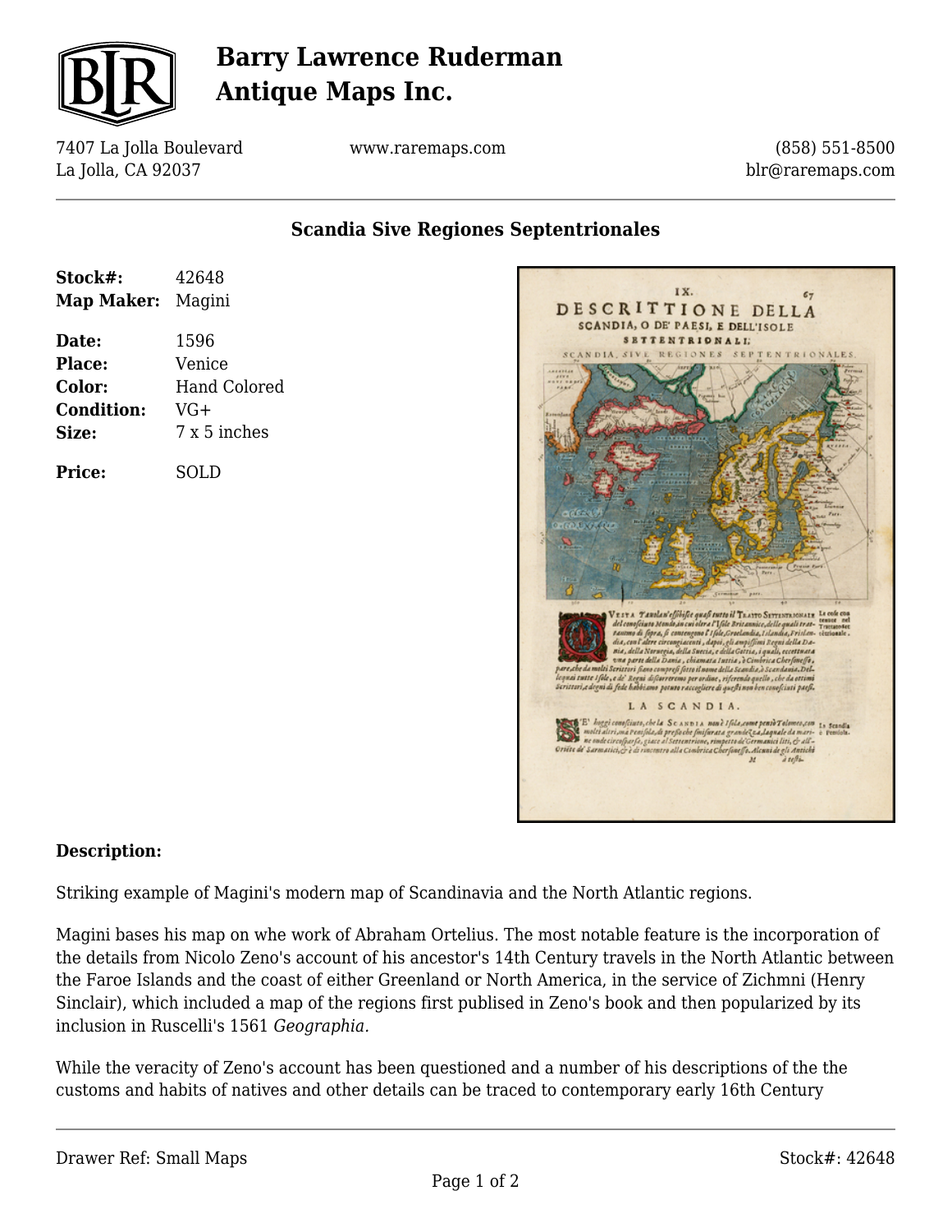# Barry Lawrence Ruderman Antique Maps Inc.

7407 La Jolla Boulevard
La Jolla, CA 92037

www.raremaps.com

(858) 551-8500
blr@raremaps.com

## Scandia Sive Regiones Septentrionales

**Stock#:** 42648
**Map Maker:** Magini

**Date:** 1596
**Place:** Venice
**Color:** Hand Colored
**Condition:** VG+
**Size:** 7 x 5 inches

**Price:** SOLD

### Description:

Striking example of Magini's modern map of Scandinavia and the North Atlantic regions.

Magini bases his map on whe work of Abraham Ortelius. The most notable feature is the incorporation of the details from Nicolo Zeno's account of his ancestor's 14th Century travels in the North Atlantic between the Faroe Islands and the coast of either Greenland or North America, in the service of Zichmni (Henry Sinclair), which included a map of the regions first publised in Zeno's book and then popularized by its inclusion in Ruscelli's 1561 *Geographia.*

While the veracity of Zeno's account has been questioned and a number of his descriptions of the the customs and habits of natives and other details can be traced to contemporary early 16th Century

Drawer Ref: Small Maps

Stock#: 42648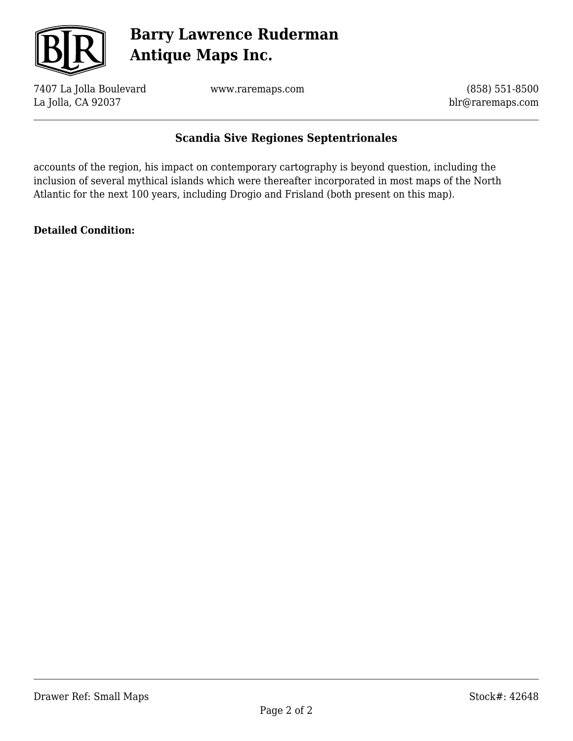accounts of the region, his impact on contemporary cartography is beyond question, including the inclusion of several mythical islands which were thereafter incorporated in most maps of the North Atlantic for the next 100 years, including Drogio and Frisland (both present on this map).

**Detailed Condition:**